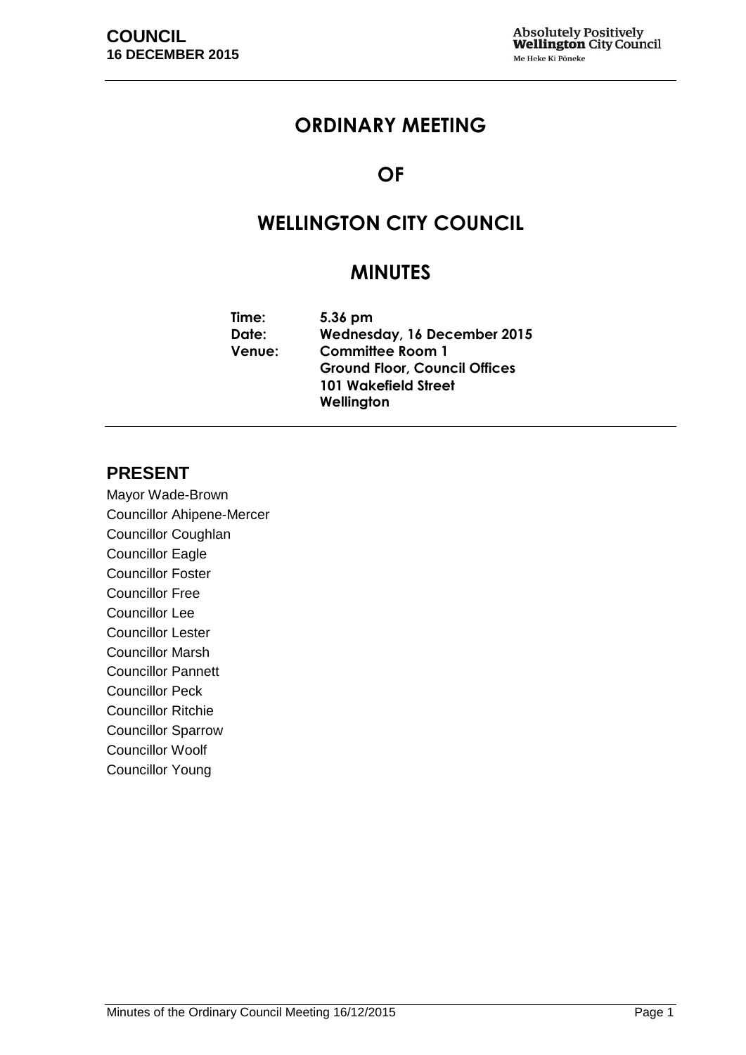# ORDINARY MEETING

# OF

# WELLINGTON CITY COUNCIL

# MINUTES

**Time:** 5.36 pm
**Date:** Wednesday, 16 December 2015
**Venue:** Committee Room 1
Ground Floor, Council Offices
101 Wakefield Street
Wellington

## PRESENT

Mayor Wade-Brown
Councillor Ahipene-Mercer
Councillor Coughlan
Councillor Eagle
Councillor Foster
Councillor Free
Councillor Lee
Councillor Lester
Councillor Marsh
Councillor Pannett
Councillor Peck
Councillor Ritchie
Councillor Sparrow
Councillor Woolf
Councillor Young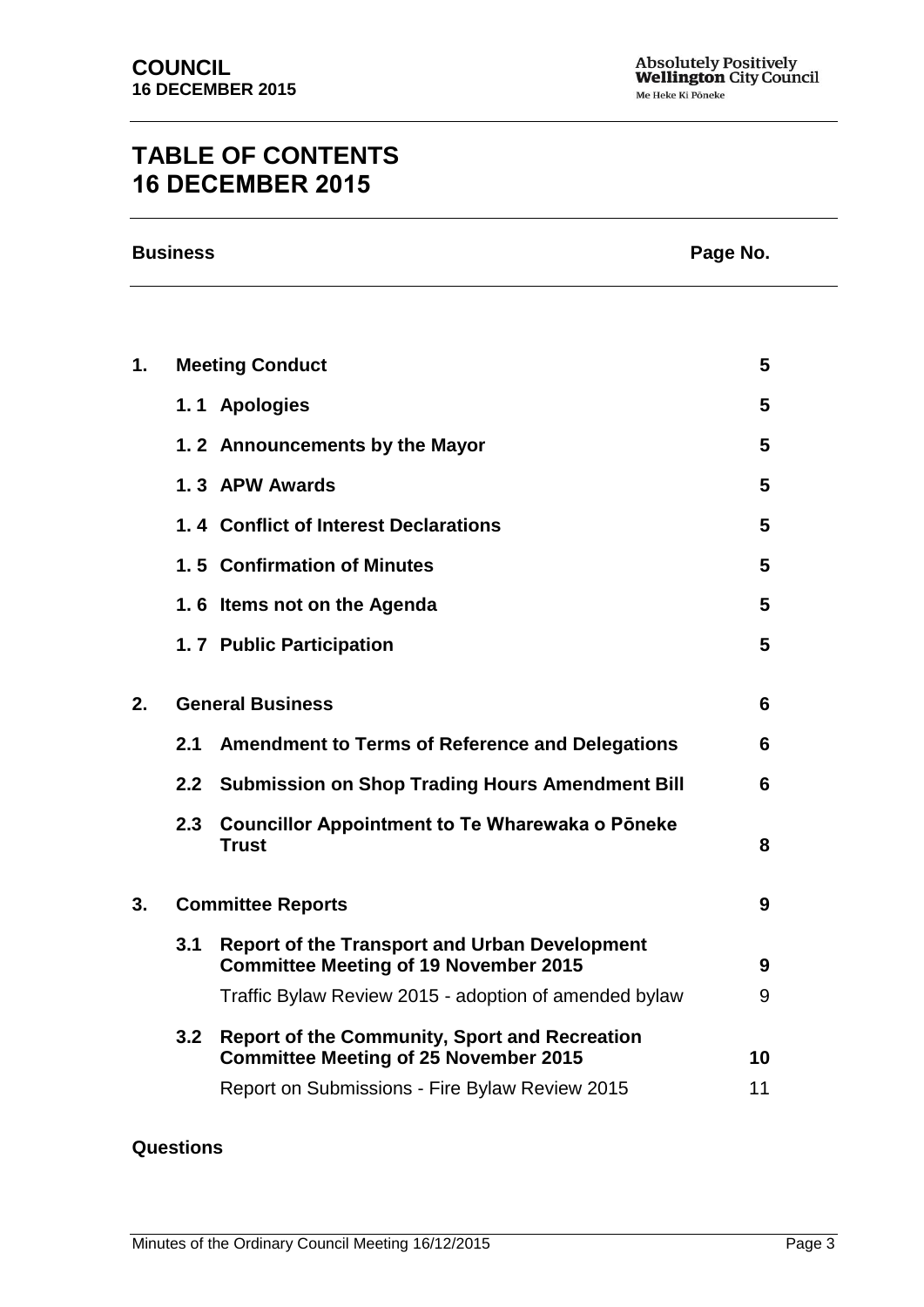# TABLE OF CONTENTS
# 16 DECEMBER 2015

| Business | | | Page No. |
|---|---|---|---|
| **1.** | **Meeting Conduct** | | **5** |
| | **1. 1** | **Apologies** | **5** |
| | **1. 2** | **Announcements by the Mayor** | **5** |
| | **1. 3** | **APW Awards** | **5** |
| | **1. 4** | **Conflict of Interest Declarations** | **5** |
| | **1. 5** | **Confirmation of Minutes** | **5** |
| | **1. 6** | **Items not on the Agenda** | **5** |
| | **1. 7** | **Public Participation** | **5** |
| **2.** | **General Business** | | **6** |
| | **2.1** | **Amendment to Terms of Reference and Delegations** | **6** |
| | **2.2** | **Submission on Shop Trading Hours Amendment Bill** | **6** |
| | **2.3** | **Councillor Appointment to Te Wharewaka o Pōneke Trust** | **8** |
| **3.** | **Committee Reports** | | **9** |
| | **3.1** | **Report of the Transport and Urban Development Committee Meeting of 19 November 2015** | **9** |
| | | Traffic Bylaw Review 2015 - adoption of amended bylaw | 9 |
| | **3.2** | **Report of the Community, Sport and Recreation Committee Meeting of 25 November 2015** | **10** |
| | | Report on Submissions - Fire Bylaw Review 2015 | 11 |

**Questions**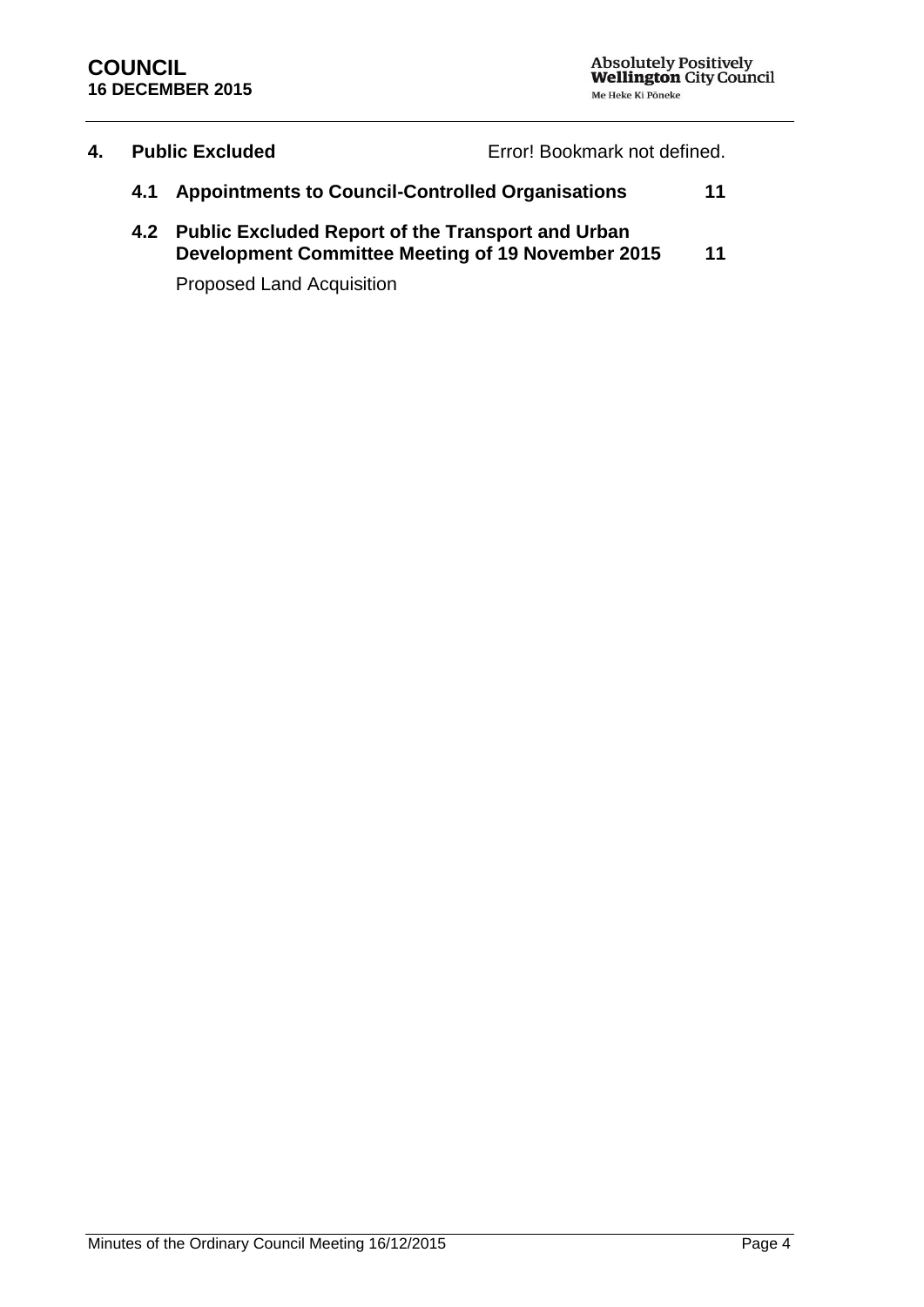**4. Public Excluded** Error! Bookmark not defined.

**4.1 Appointments to Council-Controlled Organisations** **11**

**4.2 Public Excluded Report of the Transport and Urban Development Committee Meeting of 19 November 2015** **11**

Proposed Land Acquisition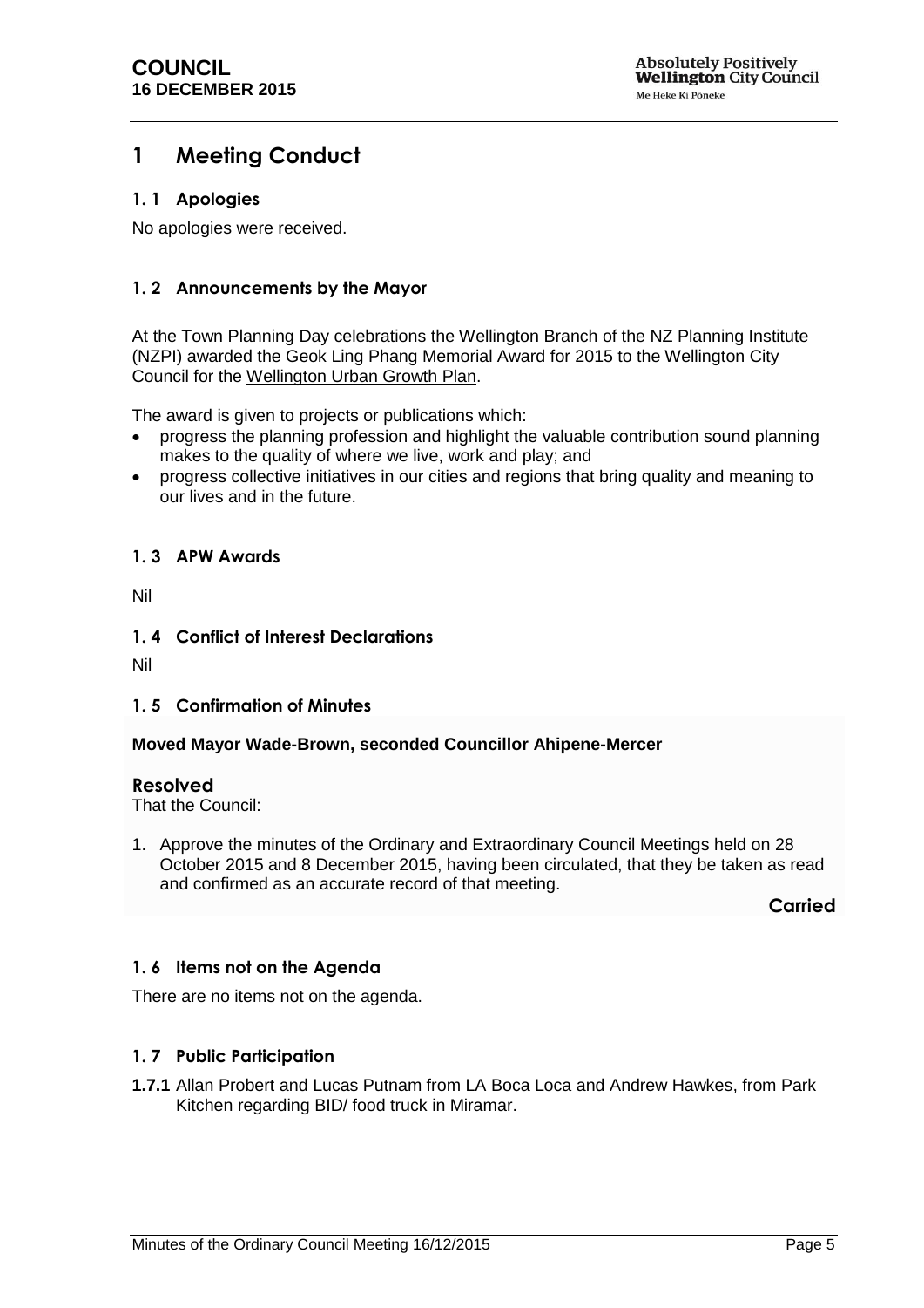# 1 Meeting Conduct

## 1. 1 Apologies

No apologies were received.

## 1. 2 Announcements by the Mayor

At the Town Planning Day celebrations the Wellington Branch of the NZ Planning Institute (NZPI) awarded the Geok Ling Phang Memorial Award for 2015 to the Wellington City Council for the Wellington Urban Growth Plan.

The award is given to projects or publications which:

- progress the planning profession and highlight the valuable contribution sound planning makes to the quality of where we live, work and play; and
- progress collective initiatives in our cities and regions that bring quality and meaning to our lives and in the future.

## 1. 3 APW Awards

Nil

## 1. 4 Conflict of Interest Declarations

Nil

## 1. 5 Confirmation of Minutes

**Moved Mayor Wade-Brown, seconded Councillor Ahipene-Mercer**

### Resolved

That the Council:

1. Approve the minutes of the Ordinary and Extraordinary Council Meetings held on 28 October 2015 and 8 December 2015, having been circulated, that they be taken as read and confirmed as an accurate record of that meeting.

**Carried**

## 1. 6 Items not on the Agenda

There are no items not on the agenda.

## 1. 7 Public Participation

**1.7.1** Allan Probert and Lucas Putnam from LA Boca Loca and Andrew Hawkes, from Park Kitchen regarding BID/ food truck in Miramar.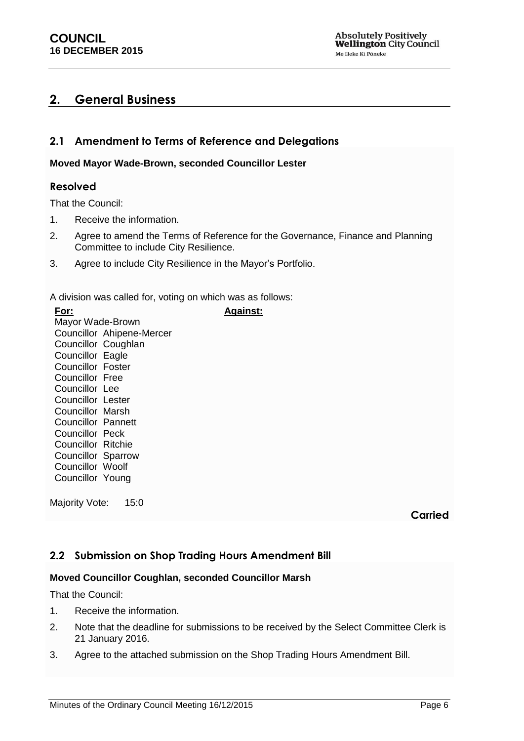## 2. General Business

### 2.1 Amendment to Terms of Reference and Delegations

**Moved Mayor Wade-Brown, seconded Councillor Lester**

#### Resolved

That the Council:

1. Receive the information.
2. Agree to amend the Terms of Reference for the Governance, Finance and Planning Committee to include City Resilience.
3. Agree to include City Resilience in the Mayor's Portfolio.

A division was called for, voting on which was as follows:

| **For:** | **Against:** |
|---|---|
| Mayor Wade-Brown | |
| Councillor Ahipene-Mercer | |
| Councillor Coughlan | |
| Councillor Eagle | |
| Councillor Foster | |
| Councillor Free | |
| Councillor Lee | |
| Councillor Lester | |
| Councillor Marsh | |
| Councillor Pannett | |
| Councillor Peck | |
| Councillor Ritchie | |
| Councillor Sparrow | |
| Councillor Woolf | |
| Councillor Young | |

Majority Vote: 15:0

**Carried**

### 2.2 Submission on Shop Trading Hours Amendment Bill

**Moved Councillor Coughlan, seconded Councillor Marsh**

That the Council:

1. Receive the information.
2. Note that the deadline for submissions to be received by the Select Committee Clerk is 21 January 2016.
3. Agree to the attached submission on the Shop Trading Hours Amendment Bill.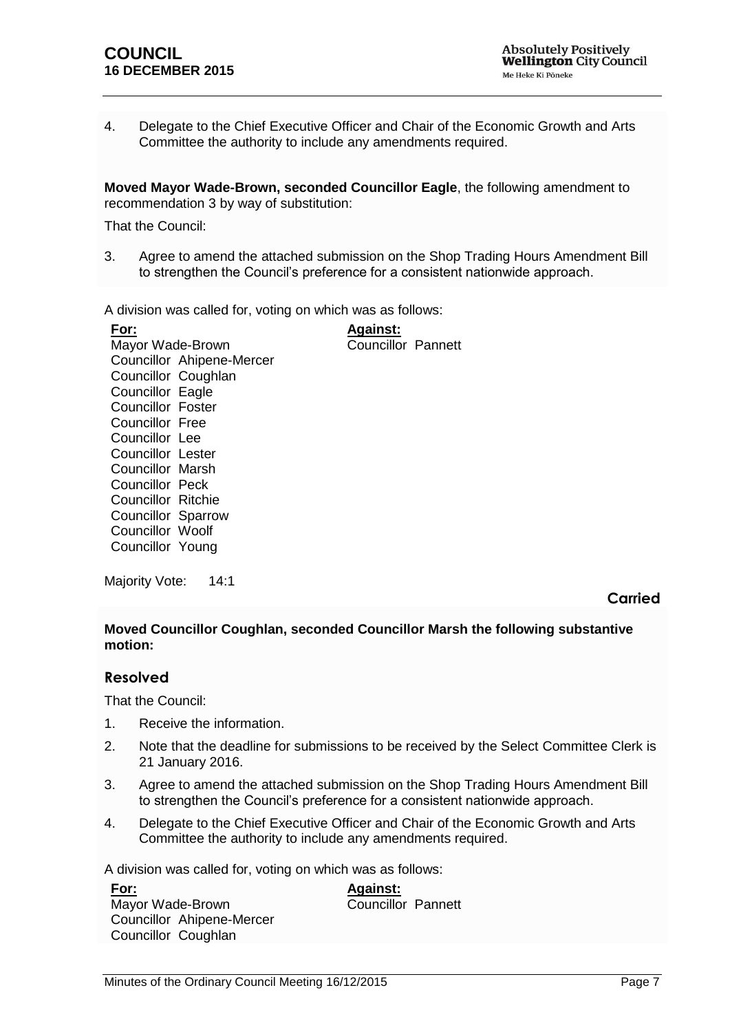4. Delegate to the Chief Executive Officer and Chair of the Economic Growth and Arts Committee the authority to include any amendments required.

**Moved Mayor Wade-Brown, seconded Councillor Eagle**, the following amendment to recommendation 3 by way of substitution:

That the Council:

3. Agree to amend the attached submission on the Shop Trading Hours Amendment Bill to strengthen the Council's preference for a consistent nationwide approach.

A division was called for, voting on which was as follows:

| For: | Against: |
|---|---|
| Mayor Wade-Brown | Councillor Pannett |
| Councillor Ahipene-Mercer | |
| Councillor Coughlan | |
| Councillor Eagle | |
| Councillor Foster | |
| Councillor Free | |
| Councillor Lee | |
| Councillor Lester | |
| Councillor Marsh | |
| Councillor Peck | |
| Councillor Ritchie | |
| Councillor Sparrow | |
| Councillor Woolf | |
| Councillor Young | |

Majority Vote: 14:1

**Carried**

**Moved Councillor Coughlan, seconded Councillor Marsh the following substantive motion:**

## Resolved

That the Council:

1. Receive the information.
2. Note that the deadline for submissions to be received by the Select Committee Clerk is 21 January 2016.
3. Agree to amend the attached submission on the Shop Trading Hours Amendment Bill to strengthen the Council's preference for a consistent nationwide approach.
4. Delegate to the Chief Executive Officer and Chair of the Economic Growth and Arts Committee the authority to include any amendments required.

A division was called for, voting on which was as follows:

| For: | Against: |
|---|---|
| Mayor Wade-Brown | Councillor Pannett |
| Councillor Ahipene-Mercer | |
| Councillor Coughlan | |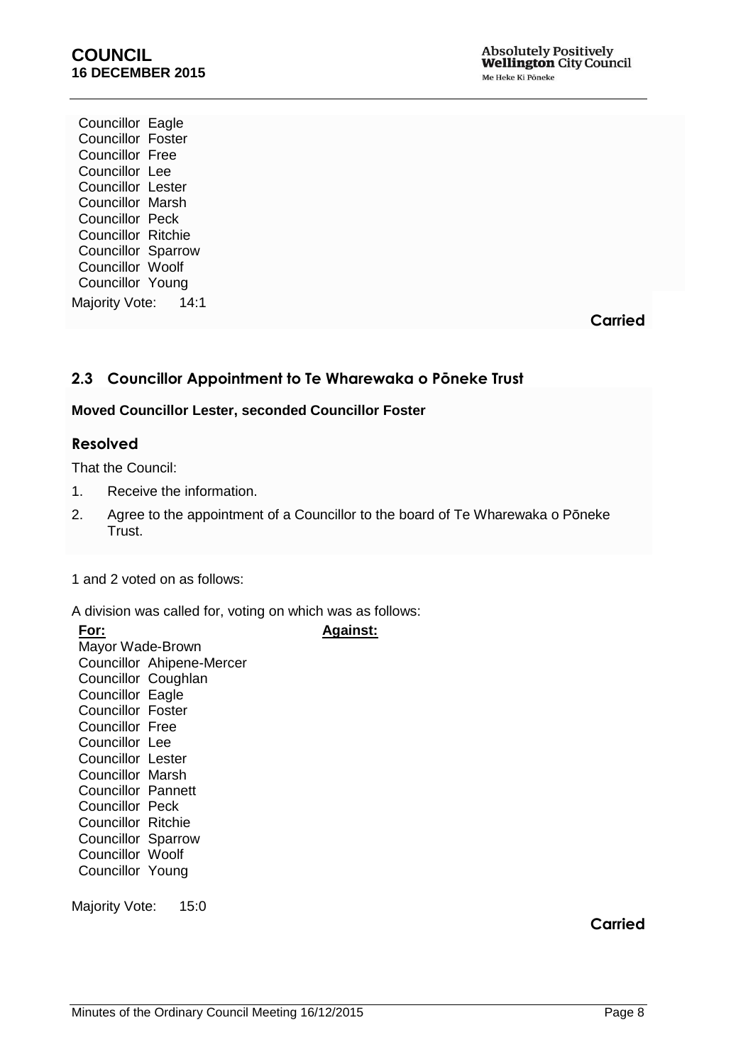Councillor Eagle
Councillor Foster
Councillor Free
Councillor Lee
Councillor Lester
Councillor Marsh
Councillor Peck
Councillor Ritchie
Councillor Sparrow
Councillor Woolf
Councillor Young

Majority Vote: 14:1

**Carried**

## 2.3 Councillor Appointment to Te Wharewaka o Pōneke Trust

**Moved Councillor Lester, seconded Councillor Foster**

### Resolved

That the Council:

1. Receive the information.
2. Agree to the appointment of a Councillor to the board of Te Wharewaka o Pōneke Trust.

1 and 2 voted on as follows:

A division was called for, voting on which was as follows:

| **For:** | **Against:** |
|---|---|
| Mayor Wade-Brown | |
| Councillor Ahipene-Mercer | |
| Councillor Coughlan | |
| Councillor Eagle | |
| Councillor Foster | |
| Councillor Free | |
| Councillor Lee | |
| Councillor Lester | |
| Councillor Marsh | |
| Councillor Pannett | |
| Councillor Peck | |
| Councillor Ritchie | |
| Councillor Sparrow | |
| Councillor Woolf | |
| Councillor Young | |

Majority Vote: 15:0

**Carried**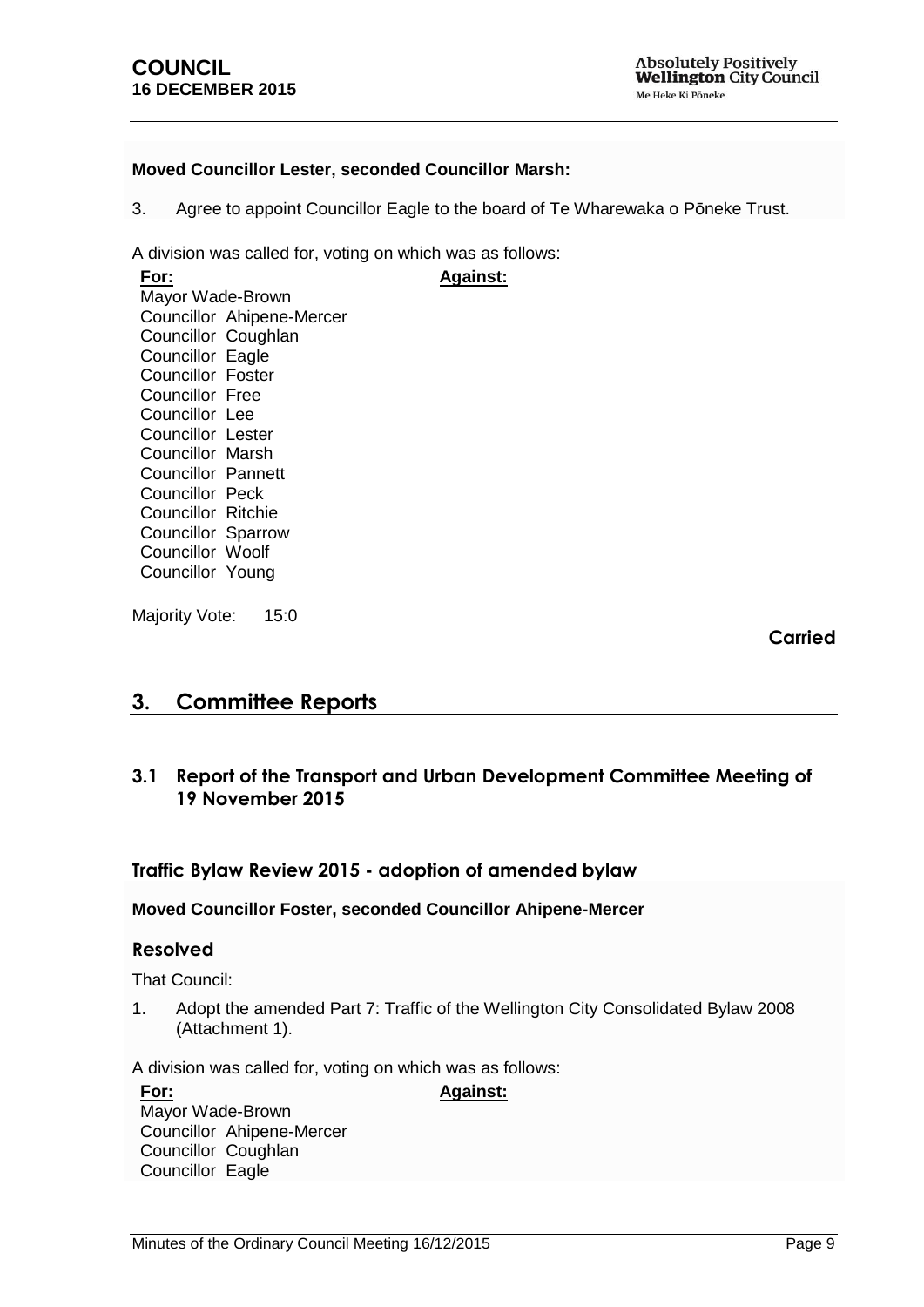**Moved Councillor Lester, seconded Councillor Marsh:**

3. Agree to appoint Councillor Eagle to the board of Te Wharewaka o Pōneke Trust.

A division was called for, voting on which was as follows:

| For: | Against: |
| --- | --- |
| Mayor Wade-Brown | |
| Councillor Ahipene-Mercer | |
| Councillor Coughlan | |
| Councillor Eagle | |
| Councillor Foster | |
| Councillor Free | |
| Councillor Lee | |
| Councillor Lester | |
| Councillor Marsh | |
| Councillor Pannett | |
| Councillor Peck | |
| Councillor Ritchie | |
| Councillor Sparrow | |
| Councillor Woolf | |
| Councillor Young | |

Majority Vote: 15:0

**Carried**

## 3. Committee Reports

### 3.1 Report of the Transport and Urban Development Committee Meeting of 19 November 2015

#### Traffic Bylaw Review 2015 - adoption of amended bylaw

**Moved Councillor Foster, seconded Councillor Ahipene-Mercer**

#### Resolved

That Council:

1. Adopt the amended Part 7: Traffic of the Wellington City Consolidated Bylaw 2008 (Attachment 1).

A division was called for, voting on which was as follows:

| For: | Against: |
| --- | --- |
| Mayor Wade-Brown | |
| Councillor Ahipene-Mercer | |
| Councillor Coughlan | |
| Councillor Eagle | |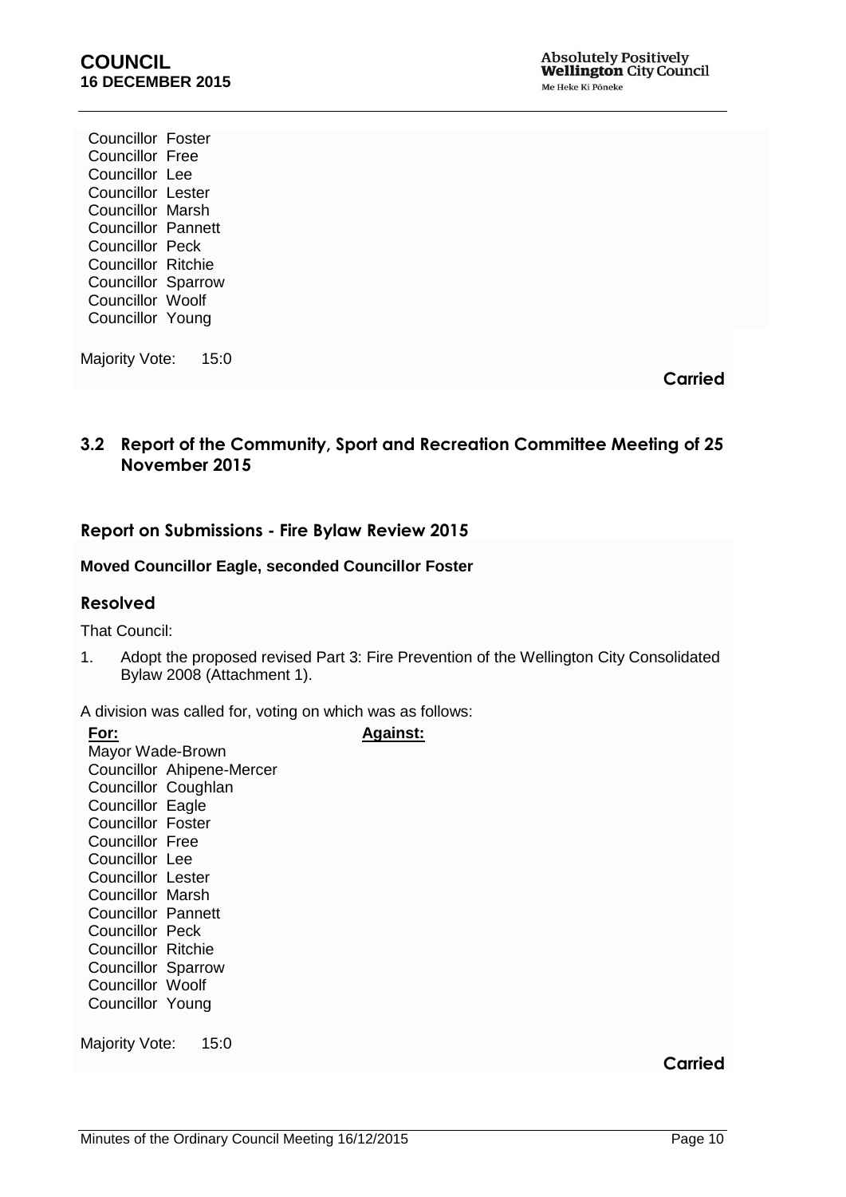Councillor Foster
Councillor Free
Councillor Lee
Councillor Lester
Councillor Marsh
Councillor Pannett
Councillor Peck
Councillor Ritchie
Councillor Sparrow
Councillor Woolf
Councillor Young

Majority Vote: 15:0

**Carried**

### 3.2 Report of the Community, Sport and Recreation Committee Meeting of 25 November 2015

#### Report on Submissions - Fire Bylaw Review 2015

**Moved Councillor Eagle, seconded Councillor Foster**

#### Resolved

That Council:

1. Adopt the proposed revised Part 3: Fire Prevention of the Wellington City Consolidated Bylaw 2008 (Attachment 1).

A division was called for, voting on which was as follows:

| **For:** | **Against:** |
|---|---|
| Mayor Wade-Brown | |
| Councillor Ahipene-Mercer | |
| Councillor Coughlan | |
| Councillor Eagle | |
| Councillor Foster | |
| Councillor Free | |
| Councillor Lee | |
| Councillor Lester | |
| Councillor Marsh | |
| Councillor Pannett | |
| Councillor Peck | |
| Councillor Ritchie | |
| Councillor Sparrow | |
| Councillor Woolf | |
| Councillor Young | |

Majority Vote: 15:0

**Carried**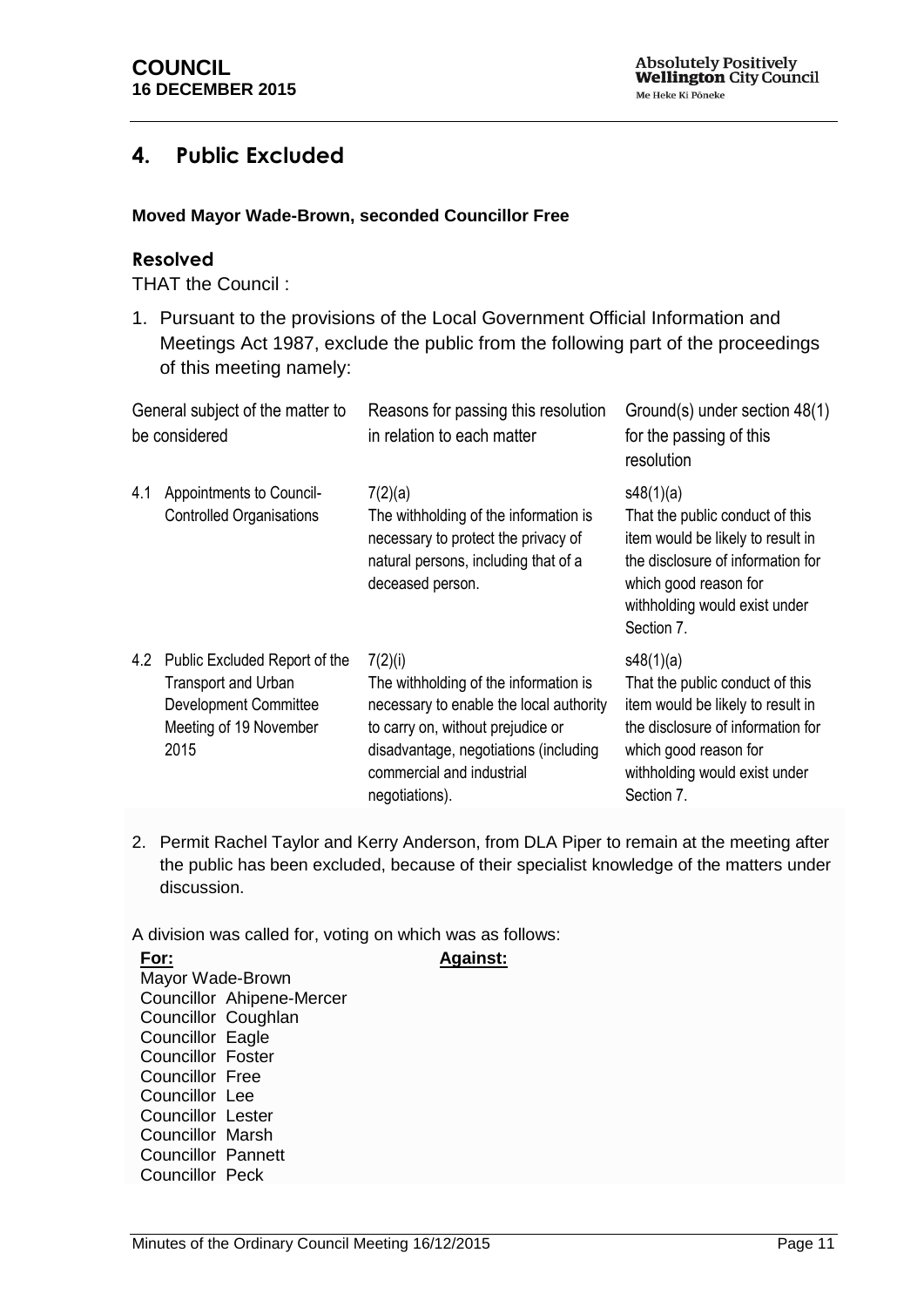## 4. Public Excluded

**Moved Mayor Wade-Brown, seconded Councillor Free**

### Resolved

THAT the Council :

1. Pursuant to the provisions of the Local Government Official Information and Meetings Act 1987, exclude the public from the following part of the proceedings of this meeting namely:

| General subject of the matter to be considered | Reasons for passing this resolution in relation to each matter | Ground(s) under section 48(1) for the passing of this resolution |
|---|---|---|
| 4.1 Appointments to Council-Controlled Organisations | 7(2)(a) The withholding of the information is necessary to protect the privacy of natural persons, including that of a deceased person. | s48(1)(a) That the public conduct of this item would be likely to result in the disclosure of information for which good reason for withholding would exist under Section 7. |
| 4.2 Public Excluded Report of the Transport and Urban Development Committee Meeting of 19 November 2015 | 7(2)(i) The withholding of the information is necessary to enable the local authority to carry on, without prejudice or disadvantage, negotiations (including commercial and industrial negotiations). | s48(1)(a) That the public conduct of this item would be likely to result in the disclosure of information for which good reason for withholding would exist under Section 7. |

2. Permit Rachel Taylor and Kerry Anderson, from DLA Piper to remain at the meeting after the public has been excluded, because of their specialist knowledge of the matters under discussion.

A division was called for, voting on which was as follows:

| **For:** | **Against:** |
|---|---|
| Mayor Wade-Brown | |
| Councillor Ahipene-Mercer | |
| Councillor Coughlan | |
| Councillor Eagle | |
| Councillor Foster | |
| Councillor Free | |
| Councillor Lee | |
| Councillor Lester | |
| Councillor Marsh | |
| Councillor Pannett | |
| Councillor Peck | |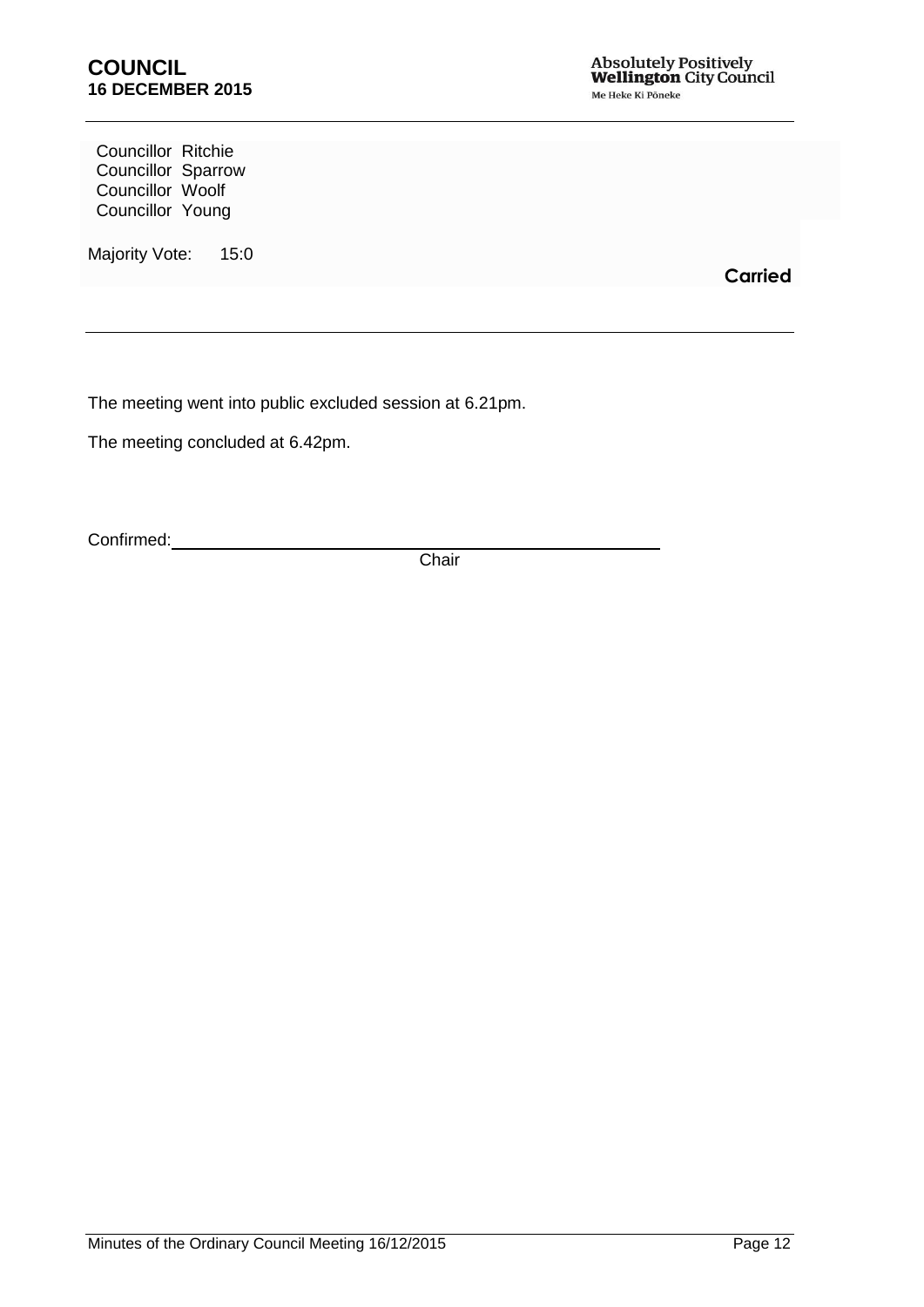Councillor Ritchie
Councillor Sparrow
Councillor Woolf
Councillor Young

Majority Vote: 15:0

**Carried**

---

The meeting went into public excluded session at 6.21pm.

The meeting concluded at 6.42pm.

Confirmed: ______________________________________________

Chair